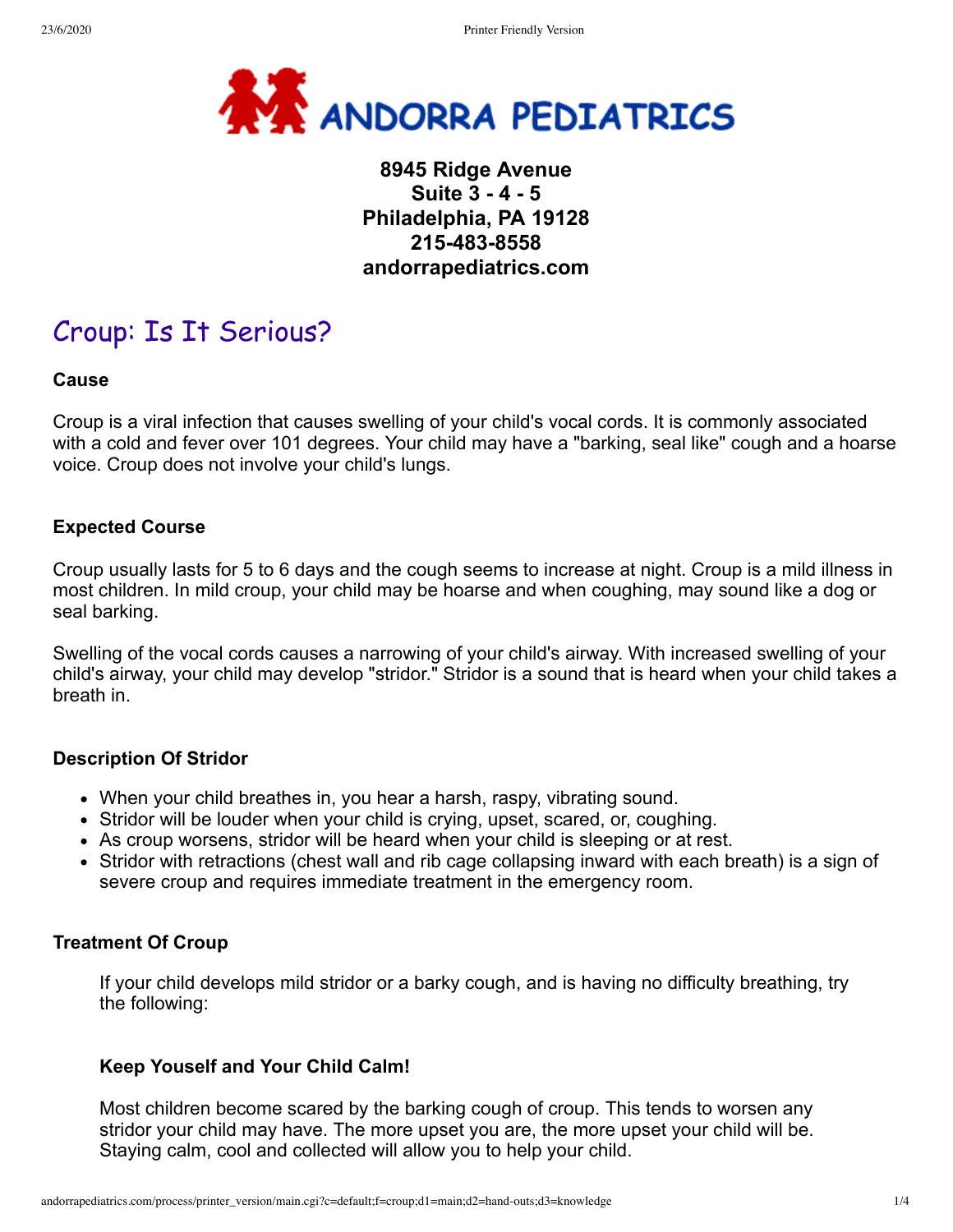# ANDORRA PEDIATRICS

**8945 Ridge Avenue**
**Suite 3 - 4 - 5**
**Philadelphia, PA 19128**
**215-483-8558**
**andorrapediatrics.com**

## Croup: Is It Serious?

### Cause

Croup is a viral infection that causes swelling of your child's vocal cords. It is commonly associated with a cold and fever over 101 degrees. Your child may have a "barking, seal like" cough and a hoarse voice. Croup does not involve your child's lungs.

### Expected Course

Croup usually lasts for 5 to 6 days and the cough seems to increase at night. Croup is a mild illness in most children. In mild croup, your child may be hoarse and when coughing, may sound like a dog or seal barking.

Swelling of the vocal cords causes a narrowing of your child's airway. With increased swelling of your child's airway, your child may develop "stridor." Stridor is a sound that is heard when your child takes a breath in.

### Description Of Stridor

- When your child breathes in, you hear a harsh, raspy, vibrating sound.
- Stridor will be louder when your child is crying, upset, scared, or, coughing.
- As croup worsens, stridor will be heard when your child is sleeping or at rest.
- Stridor with retractions (chest wall and rib cage collapsing inward with each breath) is a sign of severe croup and requires immediate treatment in the emergency room.

### Treatment Of Croup

If your child develops mild stridor or a barky cough, and is having no difficulty breathing, try the following:

#### Keep Youself and Your Child Calm!

Most children become scared by the barking cough of croup. This tends to worsen any stridor your child may have. The more upset you are, the more upset your child will be. Staying calm, cool and collected will allow you to help your child.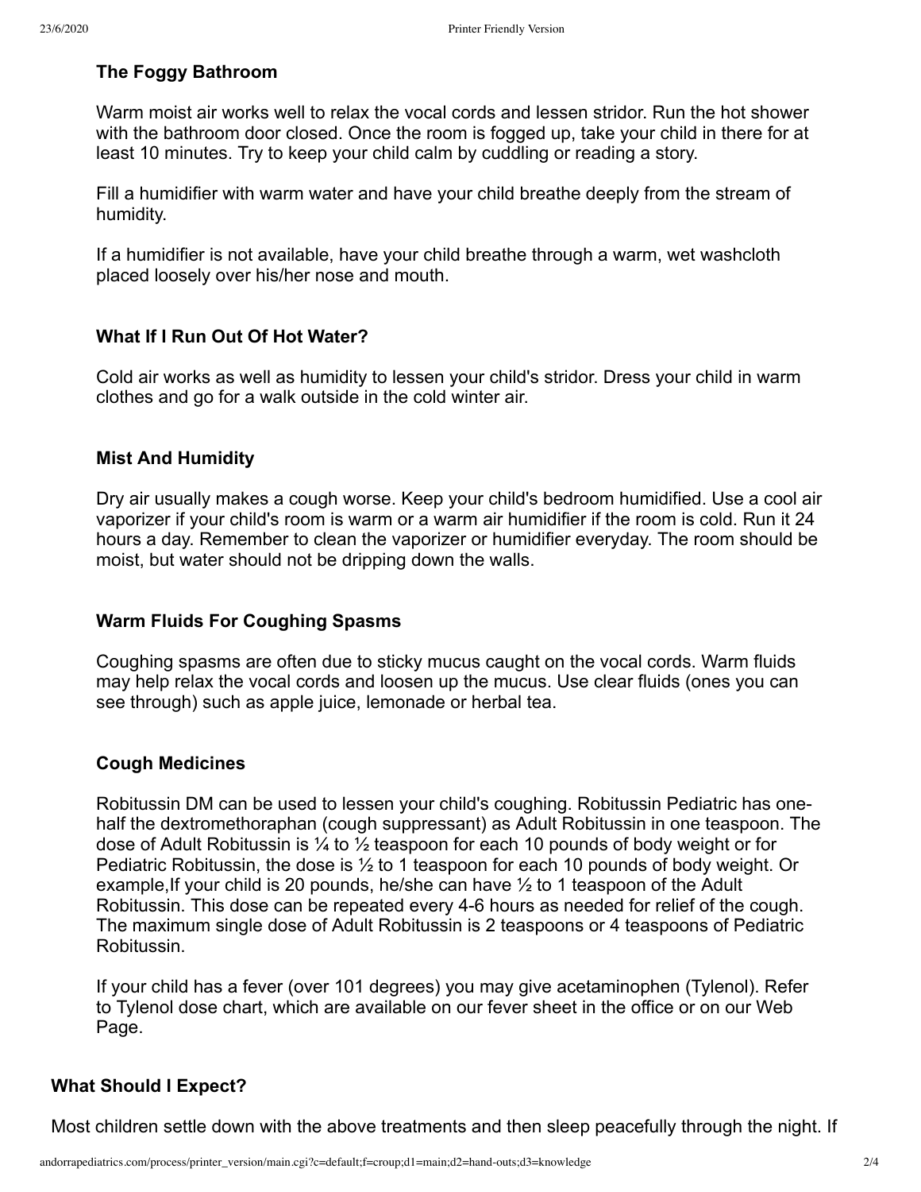### The Foggy Bathroom

Warm moist air works well to relax the vocal cords and lessen stridor. Run the hot shower with the bathroom door closed. Once the room is fogged up, take your child in there for at least 10 minutes. Try to keep your child calm by cuddling or reading a story.

Fill a humidifier with warm water and have your child breathe deeply from the stream of humidity.

If a humidifier is not available, have your child breathe through a warm, wet washcloth placed loosely over his/her nose and mouth.

### What If I Run Out Of Hot Water?

Cold air works as well as humidity to lessen your child's stridor. Dress your child in warm clothes and go for a walk outside in the cold winter air.

### Mist And Humidity

Dry air usually makes a cough worse. Keep your child's bedroom humidified. Use a cool air vaporizer if your child's room is warm or a warm air humidifier if the room is cold. Run it 24 hours a day. Remember to clean the vaporizer or humidifier everyday. The room should be moist, but water should not be dripping down the walls.

### Warm Fluids For Coughing Spasms

Coughing spasms are often due to sticky mucus caught on the vocal cords. Warm fluids may help relax the vocal cords and loosen up the mucus. Use clear fluids (ones you can see through) such as apple juice, lemonade or herbal tea.

### Cough Medicines

Robitussin DM can be used to lessen your child's coughing. Robitussin Pediatric has one-half the dextromethoraphan (cough suppressant) as Adult Robitussin in one teaspoon. The dose of Adult Robitussin is ¼ to ½ teaspoon for each 10 pounds of body weight or for Pediatric Robitussin, the dose is ½ to 1 teaspoon for each 10 pounds of body weight. Or example,If your child is 20 pounds, he/she can have ½ to 1 teaspoon of the Adult Robitussin. This dose can be repeated every 4-6 hours as needed for relief of the cough. The maximum single dose of Adult Robitussin is 2 teaspoons or 4 teaspoons of Pediatric Robitussin.

If your child has a fever (over 101 degrees) you may give acetaminophen (Tylenol). Refer to Tylenol dose chart, which are available on our fever sheet in the office or on our Web Page.

## What Should I Expect?

Most children settle down with the above treatments and then sleep peacefully through the night. If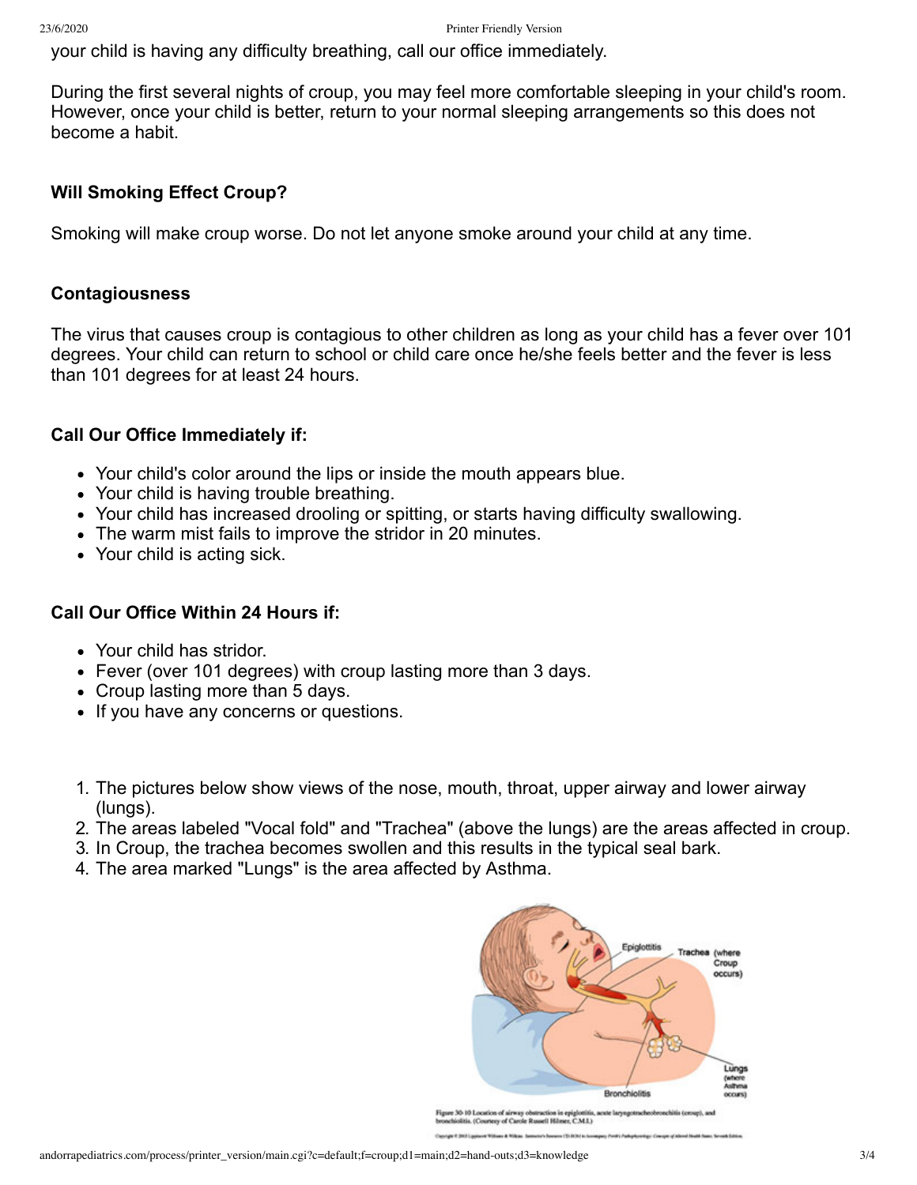your child is having any difficulty breathing, call our office immediately.

During the first several nights of croup, you may feel more comfortable sleeping in your child's room. However, once your child is better, return to your normal sleeping arrangements so this does not become a habit.

### Will Smoking Effect Croup?

Smoking will make croup worse. Do not let anyone smoke around your child at any time.

### Contagiousness

The virus that causes croup is contagious to other children as long as your child has a fever over 101 degrees. Your child can return to school or child care once he/she feels better and the fever is less than 101 degrees for at least 24 hours.

### Call Our Office Immediately if:

- Your child's color around the lips or inside the mouth appears blue.
- Your child is having trouble breathing.
- Your child has increased drooling or spitting, or starts having difficulty swallowing.
- The warm mist fails to improve the stridor in 20 minutes.
- Your child is acting sick.

### Call Our Office Within 24 Hours if:

- Your child has stridor.
- Fever (over 101 degrees) with croup lasting more than 3 days.
- Croup lasting more than 5 days.
- If you have any concerns or questions.

1. The pictures below show views of the nose, mouth, throat, upper airway and lower airway (lungs).
2. The areas labeled "Vocal fold" and "Trachea" (above the lungs) are the areas affected in croup.
3. In Croup, the trachea becomes swollen and this results in the typical seal bark.
4. The area marked "Lungs" is the area affected by Asthma.

Epiglottitis
Trachea (where Croup occurs)
Lungs (where Asthma occurs)
Bronchiolitis

Figure 30-10 Location of airway obstruction in epiglottitis, acute laryngotracheobronchitis (croup), and bronchiolitis. (Courtesy of Carole Russell Hilmer, C.M.I.)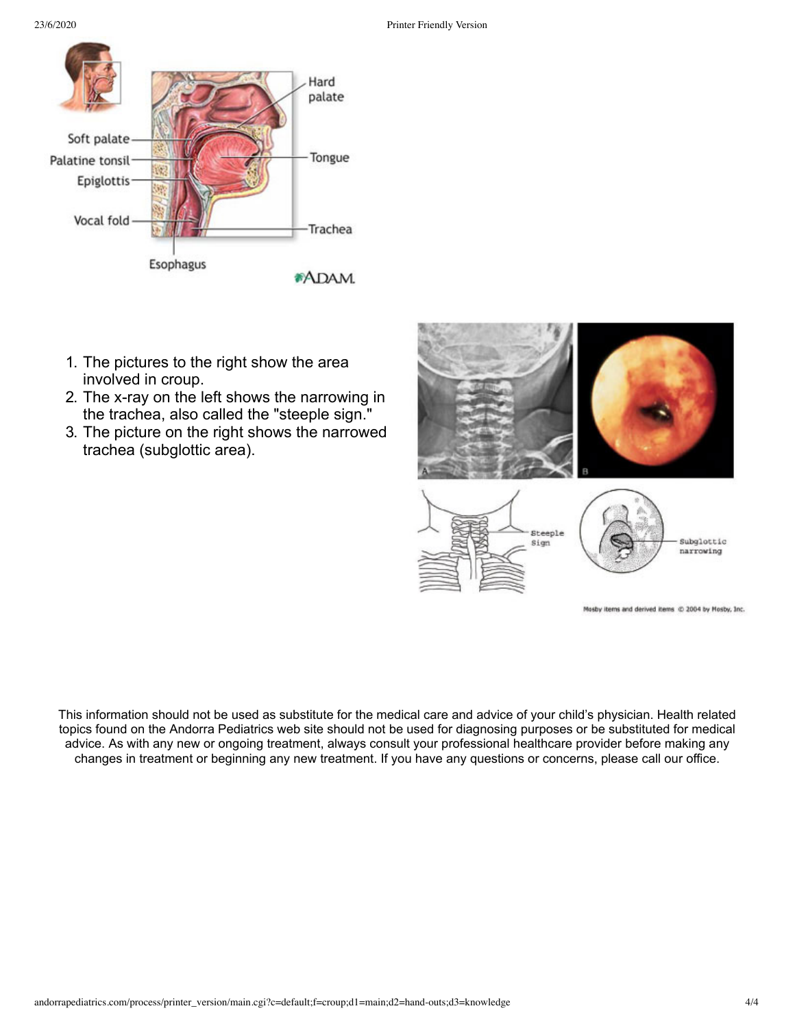1. The pictures to the right show the area involved in croup.
2. The x-ray on the left shows the narrowing in the trachea, also called the "steeple sign."
3. The picture on the right shows the narrowed trachea (subglottic area).

This information should not be used as substitute for the medical care and advice of your child's physician. Health related topics found on the Andorra Pediatrics web site should not be used for diagnosing purposes or be substituted for medical advice. As with any new or ongoing treatment, always consult your professional healthcare provider before making any changes in treatment or beginning any new treatment. If you have any questions or concerns, please call our office.